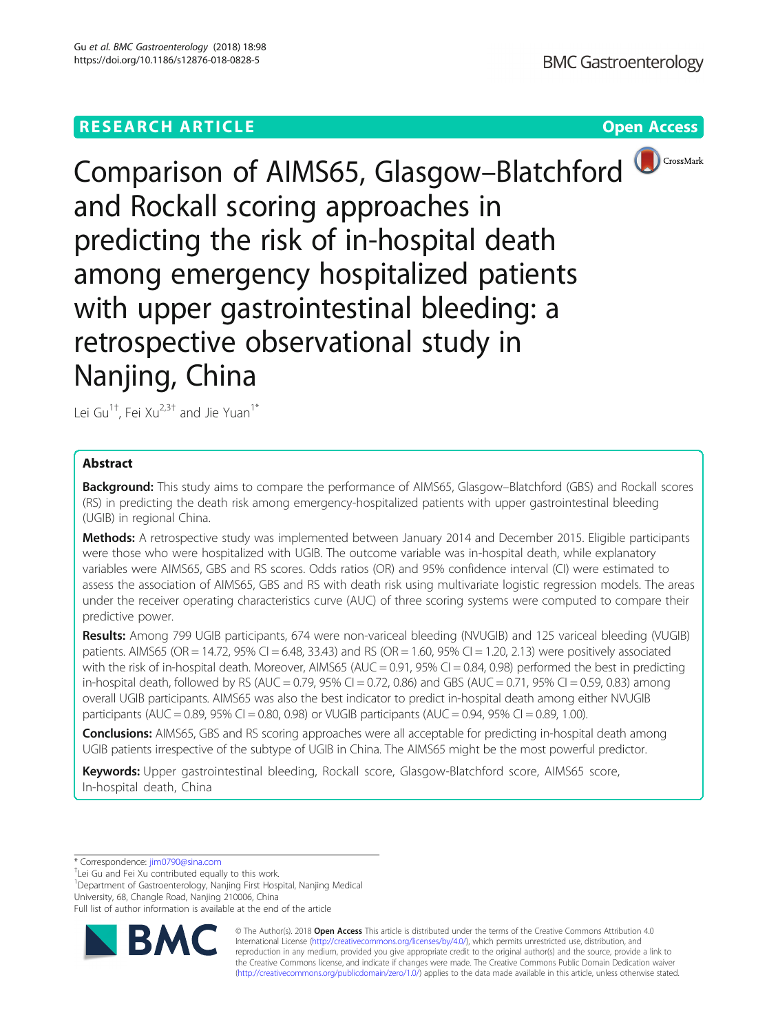RESEARCH ARTICLE

Open Access

# Comparison of AIMS65, Glasgow–Blatchford and Rockall scoring approaches in predicting the risk of in-hospital death among emergency hospitalized patients with upper gastrointestinal bleeding: a retrospective observational study in Nanjing, China

Lei Gu[1†], Fei Xu[2,3†] and Jie Yuan[1*]

## Abstract

**Background:** This study aims to compare the performance of AIMS65, Glasgow–Blatchford (GBS) and Rockall scores (RS) in predicting the death risk among emergency-hospitalized patients with upper gastrointestinal bleeding (UGIB) in regional China.

**Methods:** A retrospective study was implemented between January 2014 and December 2015. Eligible participants were those who were hospitalized with UGIB. The outcome variable was in-hospital death, while explanatory variables were AIMS65, GBS and RS scores. Odds ratios (OR) and 95% confidence interval (CI) were estimated to assess the association of AIMS65, GBS and RS with death risk using multivariate logistic regression models. The areas under the receiver operating characteristics curve (AUC) of three scoring systems were computed to compare their predictive power.

**Results:** Among 799 UGIB participants, 674 were non-variceal bleeding (NVUGIB) and 125 variceal bleeding (VUGIB) patients. AIMS65 (OR = 14.72, 95% CI = 6.48, 33.43) and RS (OR = 1.60, 95% CI = 1.20, 2.13) were positively associated with the risk of in-hospital death. Moreover, AIMS65 (AUC = 0.91, 95% CI = 0.84, 0.98) performed the best in predicting in-hospital death, followed by RS (AUC = 0.79, 95% CI = 0.72, 0.86) and GBS (AUC = 0.71, 95% CI = 0.59, 0.83) among overall UGIB participants. AIMS65 was also the best indicator to predict in-hospital death among either NVUGIB participants (AUC = 0.89, 95% CI = 0.80, 0.98) or VUGIB participants (AUC = 0.94, 95% CI = 0.89, 1.00).

**Conclusions:** AIMS65, GBS and RS scoring approaches were all acceptable for predicting in-hospital death among UGIB patients irrespective of the subtype of UGIB in China. The AIMS65 might be the most powerful predictor.

**Keywords:** Upper gastrointestinal bleeding, Rockall score, Glasgow-Blatchford score, AIMS65 score, In-hospital death, China

---

\* Correspondence: jim0790@sina.com

† Lei Gu and Fei Xu contributed equally to this work.

[1] Department of Gastroenterology, Nanjing First Hospital, Nanjing Medical University, 68, Changle Road, Nanjing 210006, China

Full list of author information is available at the end of the article

© The Author(s). 2018 **Open Access** This article is distributed under the terms of the Creative Commons Attribution 4.0 International License (http://creativecommons.org/licenses/by/4.0/), which permits unrestricted use, distribution, and reproduction in any medium, provided you give appropriate credit to the original author(s) and the source, provide a link to the Creative Commons license, and indicate if changes were made. The Creative Commons Public Domain Dedication waiver (http://creativecommons.org/publicdomain/zero/1.0/) applies to the data made available in this article, unless otherwise stated.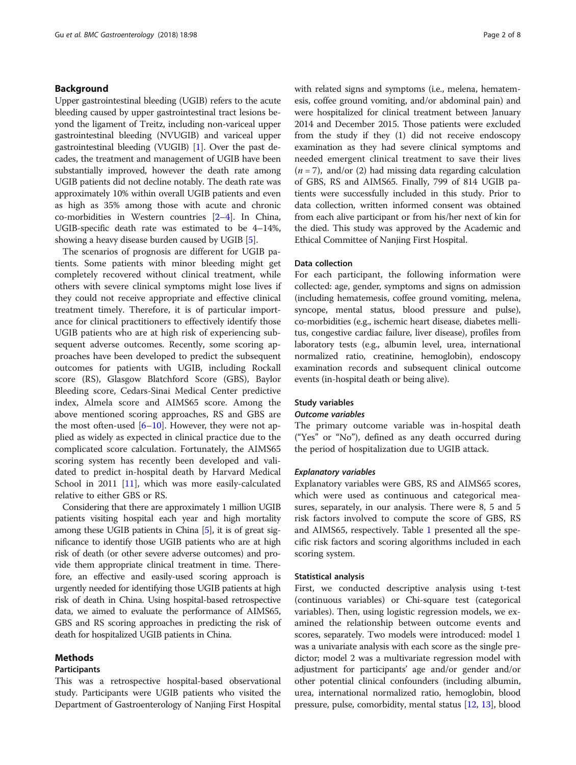## Background

Upper gastrointestinal bleeding (UGIB) refers to the acute bleeding caused by upper gastrointestinal tract lesions beyond the ligament of Treitz, including non-variceal upper gastrointestinal bleeding (NVUGIB) and variceal upper gastrointestinal bleeding (VUGIB) [1]. Over the past decades, the treatment and management of UGIB have been substantially improved, however the death rate among UGIB patients did not decline notably. The death rate was approximately 10% within overall UGIB patients and even as high as 35% among those with acute and chronic co-morbidities in Western countries [2–4]. In China, UGIB-specific death rate was estimated to be 4–14%, showing a heavy disease burden caused by UGIB [5].

The scenarios of prognosis are different for UGIB patients. Some patients with minor bleeding might get completely recovered without clinical treatment, while others with severe clinical symptoms might lose lives if they could not receive appropriate and effective clinical treatment timely. Therefore, it is of particular importance for clinical practitioners to effectively identify those UGIB patients who are at high risk of experiencing subsequent adverse outcomes. Recently, some scoring approaches have been developed to predict the subsequent outcomes for patients with UGIB, including Rockall score (RS), Glasgow Blatchford Score (GBS), Baylor Bleeding score, Cedars-Sinai Medical Center predictive index, Almela score and AIMS65 score. Among the above mentioned scoring approaches, RS and GBS are the most often-used [6–10]. However, they were not applied as widely as expected in clinical practice due to the complicated score calculation. Fortunately, the AIMS65 scoring system has recently been developed and validated to predict in-hospital death by Harvard Medical School in 2011 [11], which was more easily-calculated relative to either GBS or RS.

Considering that there are approximately 1 million UGIB patients visiting hospital each year and high mortality among these UGIB patients in China [5], it is of great significance to identify those UGIB patients who are at high risk of death (or other severe adverse outcomes) and provide them appropriate clinical treatment in time. Therefore, an effective and easily-used scoring approach is urgently needed for identifying those UGIB patients at high risk of death in China. Using hospital-based retrospective data, we aimed to evaluate the performance of AIMS65, GBS and RS scoring approaches in predicting the risk of death for hospitalized UGIB patients in China.

## Methods

### Participants

This was a retrospective hospital-based observational study. Participants were UGIB patients who visited the Department of Gastroenterology of Nanjing First Hospital with related signs and symptoms (i.e., melena, hematemesis, coffee ground vomiting, and/or abdominal pain) and were hospitalized for clinical treatment between January 2014 and December 2015. Those patients were excluded from the study if they (1) did not receive endoscopy examination as they had severe clinical symptoms and needed emergent clinical treatment to save their lives ($n = 7$), and/or (2) had missing data regarding calculation of GBS, RS and AIMS65. Finally, 799 of 814 UGIB patients were successfully included in this study. Prior to data collection, written informed consent was obtained from each alive participant or from his/her next of kin for the died. This study was approved by the Academic and Ethical Committee of Nanjing First Hospital.

### Data collection

For each participant, the following information were collected: age, gender, symptoms and signs on admission (including hematemesis, coffee ground vomiting, melena, syncope, mental status, blood pressure and pulse), co-morbidities (e.g., ischemic heart disease, diabetes mellitus, congestive cardiac failure, liver disease), profiles from laboratory tests (e.g., albumin level, urea, international normalized ratio, creatinine, hemoglobin), endoscopy examination records and subsequent clinical outcome events (in-hospital death or being alive).

### Study variables

#### *Outcome variables*

The primary outcome variable was in-hospital death ("Yes" or "No"), defined as any death occurred during the period of hospitalization due to UGIB attack.

#### *Explanatory variables*

Explanatory variables were GBS, RS and AIMS65 scores, which were used as continuous and categorical measures, separately, in our analysis. There were 8, 5 and 5 risk factors involved to compute the score of GBS, RS and AIMS65, respectively. Table 1 presented all the specific risk factors and scoring algorithms included in each scoring system.

### Statistical analysis

First, we conducted descriptive analysis using t-test (continuous variables) or Chi-square test (categorical variables). Then, using logistic regression models, we examined the relationship between outcome events and scores, separately. Two models were introduced: model 1 was a univariate analysis with each score as the single predictor; model 2 was a multivariate regression model with adjustment for participants' age and/or gender and/or other potential clinical confounders (including albumin, urea, international normalized ratio, hemoglobin, blood pressure, pulse, comorbidity, mental status [12, 13], blood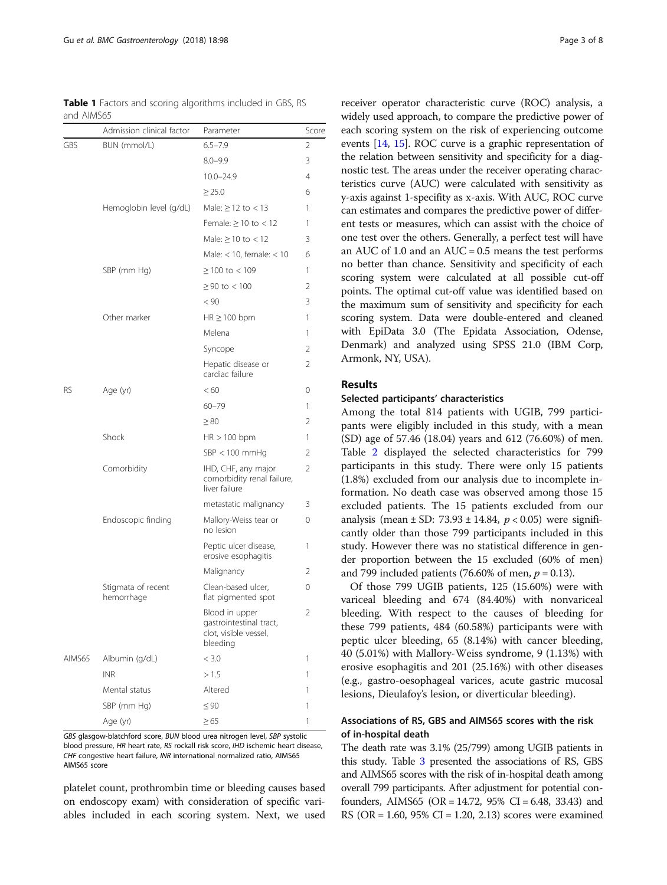**Table 1** Factors and scoring algorithms included in GBS, RS and AIMS65

| | Admission clinical factor | Parameter | Score |
|---|---|---|---|
| GBS | BUN (mmol/L) | 6.5–7.9 | 2 |
| | | 8.0–9.9 | 3 |
| | | 10.0–24.9 | 4 |
| | | ≥ 25.0 | 6 |
| | Hemoglobin level (g/dL) | Male: ≥ 12 to < 13 | 1 |
| | | Female: ≥ 10 to < 12 | 1 |
| | | Male: ≥ 10 to < 12 | 3 |
| | | Male: < 10, female: < 10 | 6 |
| | SBP (mm Hg) | ≥ 100 to < 109 | 1 |
| | | ≥ 90 to < 100 | 2 |
| | | < 90 | 3 |
| | Other marker | HR ≥ 100 bpm | 1 |
| | | Melena | 1 |
| | | Syncope | 2 |
| | | Hepatic disease or cardiac failure | 2 |
| RS | Age (yr) | < 60 | 0 |
| | | 60–79 | 1 |
| | | ≥ 80 | 2 |
| | Shock | HR > 100 bpm | 1 |
| | | SBP < 100 mmHg | 2 |
| | Comorbidity | IHD, CHF, any major comorbidity renal failure, liver failure | 2 |
| | | metastatic malignancy | 3 |
| | Endoscopic finding | Mallory-Weiss tear or no lesion | 0 |
| | | Peptic ulcer disease, erosive esophagitis | 1 |
| | | Malignancy | 2 |
| | Stigmata of recent hemorrhage | Clean-based ulcer, flat pigmented spot | 0 |
| | | Blood in upper gastrointestinal tract, clot, visible vessel, bleeding | 2 |
| AIMS65 | Albumin (g/dL) | < 3.0 | 1 |
| | INR | > 1.5 | 1 |
| | Mental status | Altered | 1 |
| | SBP (mm Hg) | ≤ 90 | 1 |
| | Age (yr) | ≥ 65 | 1 |

*GBS* glasgow-blatchford score, *BUN* blood urea nitrogen level, *SBP* systolic blood pressure, *HR* heart rate, *RS* rockall risk score, *IHD* ischemic heart disease, *CHF* congestive heart failure, *INR* international normalized ratio, *AIMS65* AIMS65 score

platelet count, prothrombin time or bleeding causes based on endoscopy exam) with consideration of specific variables included in each scoring system. Next, we used receiver operator characteristic curve (ROC) analysis, a widely used approach, to compare the predictive power of each scoring system on the risk of experiencing outcome events [14, 15]. ROC curve is a graphic representation of the relation between sensitivity and specificity for a diagnostic test. The areas under the receiver operating characteristics curve (AUC) were calculated with sensitivity as y-axis against 1-specifity as x-axis. With AUC, ROC curve can estimates and compares the predictive power of different tests or measures, which can assist with the choice of one test over the others. Generally, a perfect test will have an AUC of 1.0 and an AUC = 0.5 means the test performs no better than chance. Sensitivity and specificity of each scoring system were calculated at all possible cut-off points. The optimal cut-off value was identified based on the maximum sum of sensitivity and specificity for each scoring system. Data were double-entered and cleaned with EpiData 3.0 (The Epidata Association, Odense, Denmark) and analyzed using SPSS 21.0 (IBM Corp, Armonk, NY, USA).

## Results

### Selected participants' characteristics

Among the total 814 patients with UGIB, 799 participants were eligibly included in this study, with a mean (SD) age of 57.46 (18.04) years and 612 (76.60%) of men. Table 2 displayed the selected characteristics for 799 participants in this study. There were only 15 patients (1.8%) excluded from our analysis due to incomplete information. No death case was observed among those 15 excluded patients. The 15 patients excluded from our analysis (mean ± SD: 73.93 ± 14.84, $p < 0.05$) were significantly older than those 799 participants included in this study. However there was no statistical difference in gender proportion between the 15 excluded (60% of men) and 799 included patients (76.60% of men, $p = 0.13$).

Of those 799 UGIB patients, 125 (15.60%) were with variceal bleeding and 674 (84.40%) with nonvariceal bleeding. With respect to the causes of bleeding for these 799 patients, 484 (60.58%) participants were with peptic ulcer bleeding, 65 (8.14%) with cancer bleeding, 40 (5.01%) with Mallory-Weiss syndrome, 9 (1.13%) with erosive esophagitis and 201 (25.16%) with other diseases (e.g., gastro-oesophageal varices, acute gastric mucosal lesions, Dieulafoy's lesion, or diverticular bleeding).

### Associations of RS, GBS and AIMS65 scores with the risk of in-hospital death

The death rate was 3.1% (25/799) among UGIB patients in this study. Table 3 presented the associations of RS, GBS and AIMS65 scores with the risk of in-hospital death among overall 799 participants. After adjustment for potential confounders, AIMS65 (OR = 14.72, 95% CI = 6.48, 33.43) and RS (OR = 1.60, 95% CI = 1.20, 2.13) scores were examined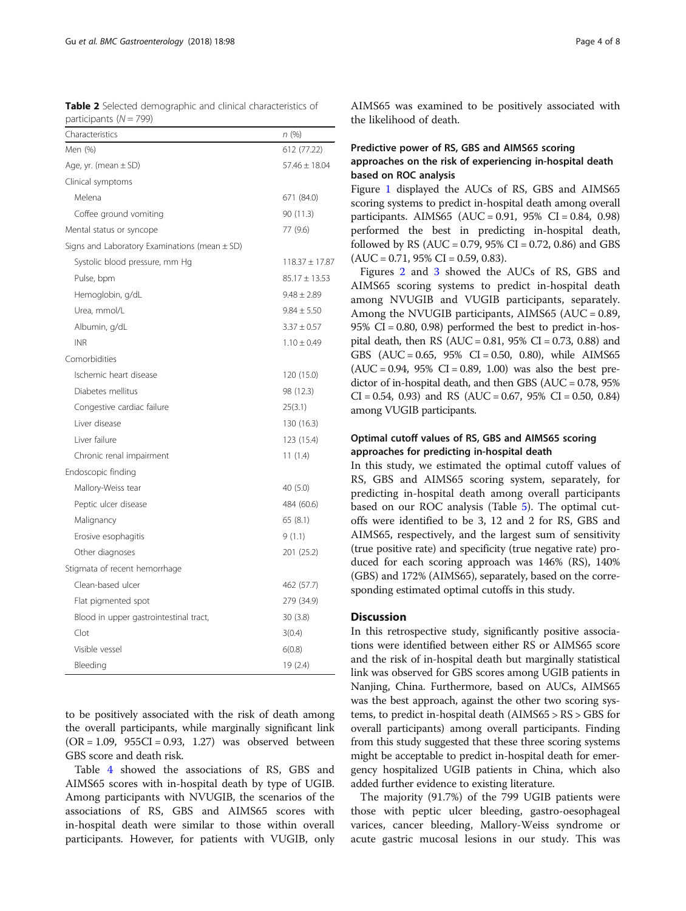**Table 2** Selected demographic and clinical characteristics of participants (N = 799)

| Characteristics | n (%) |
|---|---|
| Men (%) | 612 (77.22) |
| Age, yr. (mean ± SD) | 57.46 ± 18.04 |
| Clinical symptoms | |
| Melena | 671 (84.0) |
| Coffee ground vomiting | 90 (11.3) |
| Mental status or syncope | 77 (9.6) |
| Signs and Laboratory Examinations (mean ± SD) | |
| Systolic blood pressure, mm Hg | 118.37 ± 17.87 |
| Pulse, bpm | 85.17 ± 13.53 |
| Hemoglobin, g/dL | 9.48 ± 2.89 |
| Urea, mmol/L | 9.84 ± 5.50 |
| Albumin, g/dL | 3.37 ± 0.57 |
| INR | 1.10 ± 0.49 |
| Comorbidities | |
| Ischemic heart disease | 120 (15.0) |
| Diabetes mellitus | 98 (12.3) |
| Congestive cardiac failure | 25(3.1) |
| Liver disease | 130 (16.3) |
| Liver failure | 123 (15.4) |
| Chronic renal impairment | 11 (1.4) |
| Endoscopic finding | |
| Mallory-Weiss tear | 40 (5.0) |
| Peptic ulcer disease | 484 (60.6) |
| Malignancy | 65 (8.1) |
| Erosive esophagitis | 9 (1.1) |
| Other diagnoses | 201 (25.2) |
| Stigmata of recent hemorrhage | |
| Clean-based ulcer | 462 (57.7) |
| Flat pigmented spot | 279 (34.9) |
| Blood in upper gastrointestinal tract, | 30 (3.8) |
| Clot | 3(0.4) |
| Visible vessel | 6(0.8) |
| Bleeding | 19 (2.4) |

to be positively associated with the risk of death among the overall participants, while marginally significant link (OR = 1.09, 955CI = 0.93, 1.27) was observed between GBS score and death risk.

Table 4 showed the associations of RS, GBS and AIMS65 scores with in-hospital death by type of UGIB. Among participants with NVUGIB, the scenarios of the associations of RS, GBS and AIMS65 scores with in-hospital death were similar to those within overall participants. However, for patients with VUGIB, only AIMS65 was examined to be positively associated with the likelihood of death.

### Predictive power of RS, GBS and AIMS65 scoring approaches on the risk of experiencing in-hospital death based on ROC analysis

Figure 1 displayed the AUCs of RS, GBS and AIMS65 scoring systems to predict in-hospital death among overall participants. AIMS65 (AUC = 0.91, 95% CI = 0.84, 0.98) performed the best in predicting in-hospital death, followed by RS (AUC = 0.79, 95% CI = 0.72, 0.86) and GBS (AUC = 0.71, 95% CI = 0.59, 0.83).

Figures 2 and 3 showed the AUCs of RS, GBS and AIMS65 scoring systems to predict in-hospital death among NVUGIB and VUGIB participants, separately. Among the NVUGIB participants, AIMS65 (AUC = 0.89, 95% CI = 0.80, 0.98) performed the best to predict in-hospital death, then RS (AUC = 0.81, 95% CI = 0.73, 0.88) and GBS (AUC = 0.65, 95% CI = 0.50, 0.80), while AIMS65 (AUC = 0.94, 95% CI = 0.89, 1.00) was also the best predictor of in-hospital death, and then GBS (AUC = 0.78, 95% CI = 0.54, 0.93) and RS (AUC = 0.67, 95% CI = 0.50, 0.84) among VUGIB participants.

### Optimal cutoff values of RS, GBS and AIMS65 scoring approaches for predicting in-hospital death

In this study, we estimated the optimal cutoff values of RS, GBS and AIMS65 scoring system, separately, for predicting in-hospital death among overall participants based on our ROC analysis (Table 5). The optimal cutoffs were identified to be 3, 12 and 2 for RS, GBS and AIMS65, respectively, and the largest sum of sensitivity (true positive rate) and specificity (true negative rate) produced for each scoring approach was 146% (RS), 140% (GBS) and 172% (AIMS65), separately, based on the corresponding estimated optimal cutoffs in this study.

## Discussion

In this retrospective study, significantly positive associations were identified between either RS or AIMS65 score and the risk of in-hospital death but marginally statistical link was observed for GBS scores among UGIB patients in Nanjing, China. Furthermore, based on AUCs, AIMS65 was the best approach, against the other two scoring systems, to predict in-hospital death (AIMS65 > RS > GBS for overall participants) among overall participants. Finding from this study suggested that these three scoring systems might be acceptable to predict in-hospital death for emergency hospitalized UGIB patients in China, which also added further evidence to existing literature.

The majority (91.7%) of the 799 UGIB patients were those with peptic ulcer bleeding, gastro-oesophageal varices, cancer bleeding, Mallory-Weiss syndrome or acute gastric mucosal lesions in our study. This was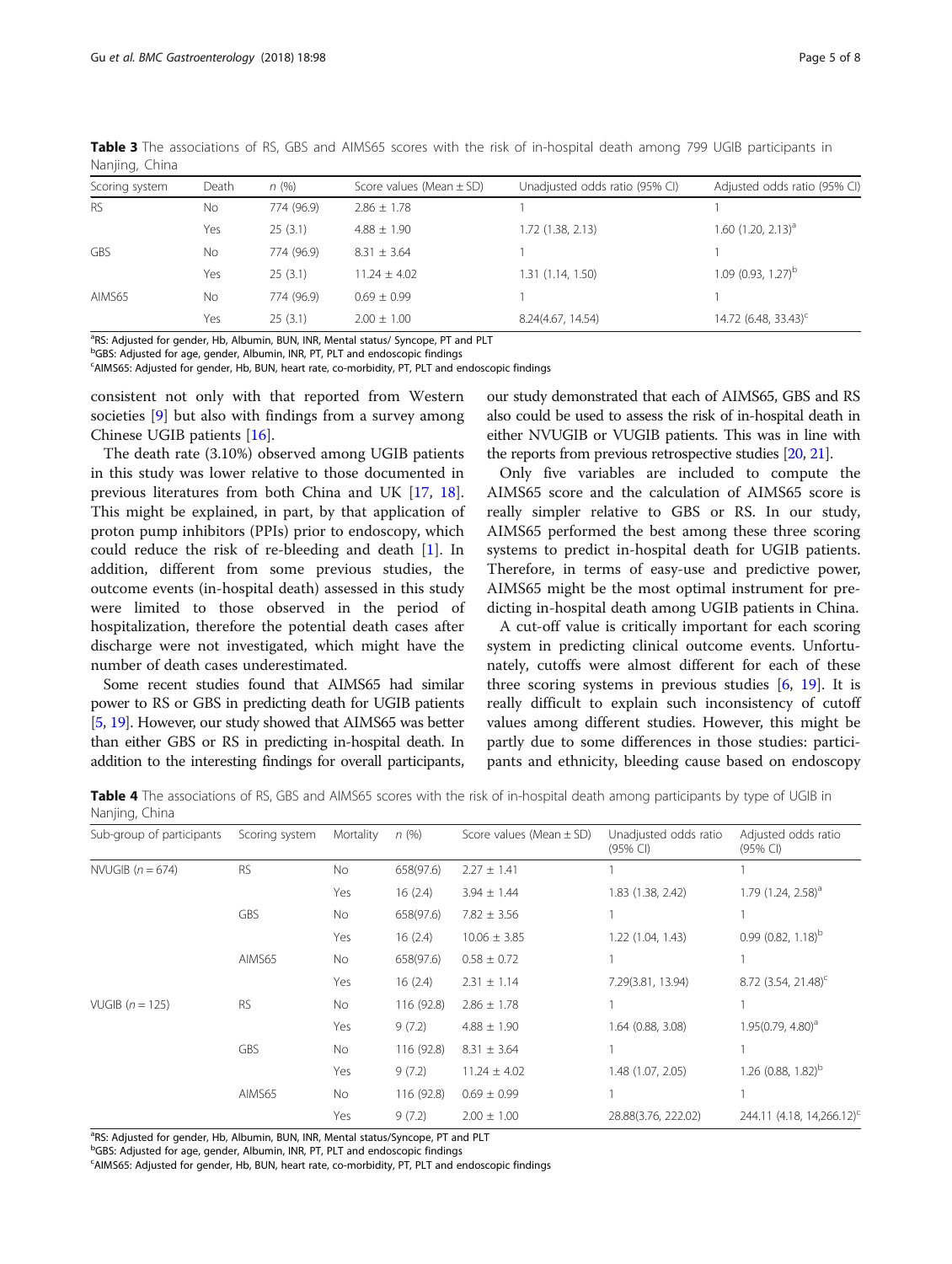**Table 3** The associations of RS, GBS and AIMS65 scores with the risk of in-hospital death among 799 UGIB participants in Nanjing, China

| Scoring system | Death | *n* (%) | Score values (Mean ± SD) | Unadjusted odds ratio (95% CI) | Adjusted odds ratio (95% CI) |
|---|---|---|---|---|---|
| RS | No | 774 (96.9) | 2.86 ± 1.78 | 1 | 1 |
| | Yes | 25 (3.1) | 4.88 ± 1.90 | 1.72 (1.38, 2.13) | 1.60 (1.20, 2.13)[a] |
| GBS | No | 774 (96.9) | 8.31 ± 3.64 | 1 | 1 |
| | Yes | 25 (3.1) | 11.24 ± 4.02 | 1.31 (1.14, 1.50) | 1.09 (0.93, 1.27)[b] |
| AIMS65 | No | 774 (96.9) | 0.69 ± 0.99 | 1 | 1 |
| | Yes | 25 (3.1) | 2.00 ± 1.00 | 8.24(4.67, 14.54) | 14.72 (6.48, 33.43)[c] |

[a]RS: Adjusted for gender, Hb, Albumin, BUN, INR, Mental status/ Syncope, PT and PLT
[b]GBS: Adjusted for age, gender, Albumin, INR, PT, PLT and endoscopic findings
[c]AIMS65: Adjusted for gender, Hb, BUN, heart rate, co-morbidity, PT, PLT and endoscopic findings

consistent not only with that reported from Western societies [9] but also with findings from a survey among Chinese UGIB patients [16].

The death rate (3.10%) observed among UGIB patients in this study was lower relative to those documented in previous literatures from both China and UK [17, 18]. This might be explained, in part, by that application of proton pump inhibitors (PPIs) prior to endoscopy, which could reduce the risk of re-bleeding and death [1]. In addition, different from some previous studies, the outcome events (in-hospital death) assessed in this study were limited to those observed in the period of hospitalization, therefore the potential death cases after discharge were not investigated, which might have the number of death cases underestimated.

Some recent studies found that AIMS65 had similar power to RS or GBS in predicting death for UGIB patients [5, 19]. However, our study showed that AIMS65 was better than either GBS or RS in predicting in-hospital death. In addition to the interesting findings for overall participants, our study demonstrated that each of AIMS65, GBS and RS also could be used to assess the risk of in-hospital death in either NVUGIB or VUGIB patients. This was in line with the reports from previous retrospective studies [20, 21].

Only five variables are included to compute the AIMS65 score and the calculation of AIMS65 score is really simpler relative to GBS or RS. In our study, AIMS65 performed the best among these three scoring systems to predict in-hospital death for UGIB patients. Therefore, in terms of easy-use and predictive power, AIMS65 might be the most optimal instrument for predicting in-hospital death among UGIB patients in China.

A cut-off value is critically important for each scoring system in predicting clinical outcome events. Unfortunately, cutoffs were almost different for each of these three scoring systems in previous studies [6, 19]. It is really difficult to explain such inconsistency of cutoff values among different studies. However, this might be partly due to some differences in those studies: participants and ethnicity, bleeding cause based on endoscopy

**Table 4** The associations of RS, GBS and AIMS65 scores with the risk of in-hospital death among participants by type of UGIB in Nanjing, China

| Sub-group of participants | Scoring system | Mortality | *n* (%) | Score values (Mean ± SD) | Unadjusted odds ratio (95% CI) | Adjusted odds ratio (95% CI) |
|---|---|---|---|---|---|---|
| NVUGIB (*n* = 674) | RS | No | 658(97.6) | 2.27 ± 1.41 | 1 | 1 |
| | | Yes | 16 (2.4) | 3.94 ± 1.44 | 1.83 (1.38, 2.42) | 1.79 (1.24, 2.58)[a] |
| | GBS | No | 658(97.6) | 7.82 ± 3.56 | 1 | 1 |
| | | Yes | 16 (2.4) | 10.06 ± 3.85 | 1.22 (1.04, 1.43) | 0.99 (0.82, 1.18)[b] |
| | AIMS65 | No | 658(97.6) | 0.58 ± 0.72 | 1 | 1 |
| | | Yes | 16 (2.4) | 2.31 ± 1.14 | 7.29(3.81, 13.94) | 8.72 (3.54, 21.48)[c] |
| VUGIB (*n* = 125) | RS | No | 116 (92.8) | 2.86 ± 1.78 | 1 | 1 |
| | | Yes | 9 (7.2) | 4.88 ± 1.90 | 1.64 (0.88, 3.08) | 1.95(0.79, 4.80)[a] |
| | GBS | No | 116 (92.8) | 8.31 ± 3.64 | 1 | 1 |
| | | Yes | 9 (7.2) | 11.24 ± 4.02 | 1.48 (1.07, 2.05) | 1.26 (0.88, 1.82)[b] |
| | AIMS65 | No | 116 (92.8) | 0.69 ± 0.99 | 1 | 1 |
| | | Yes | 9 (7.2) | 2.00 ± 1.00 | 28.88(3.76, 222.02) | 244.11 (4.18, 14,266.12)[c] |

[a]RS: Adjusted for gender, Hb, Albumin, BUN, INR, Mental status/Syncope, PT and PLT
[b]GBS: Adjusted for age, gender, Albumin, INR, PT, PLT and endoscopic findings
[c]AIMS65: Adjusted for gender, Hb, BUN, heart rate, co-morbidity, PT, PLT and endoscopic findings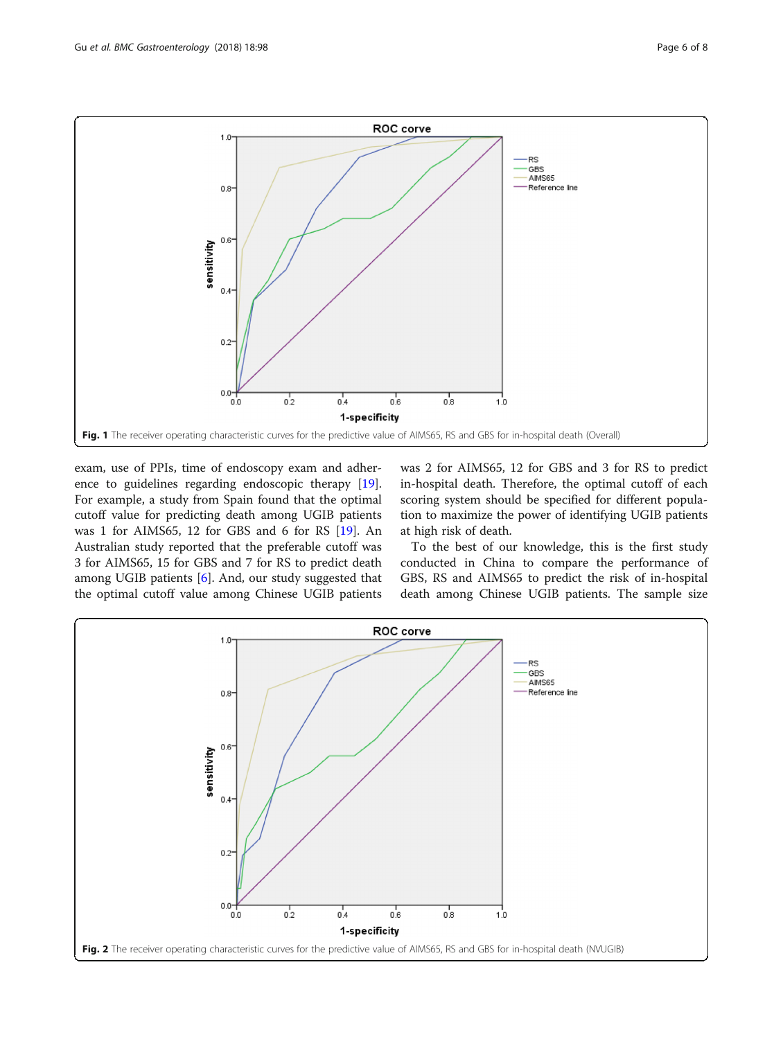Fig. 1 The receiver operating characteristic curves for the predictive value of AIMS65, RS and GBS for in-hospital death (Overall)

exam, use of PPIs, time of endoscopy exam and adherence to guidelines regarding endoscopic therapy [19]. For example, a study from Spain found that the optimal cutoff value for predicting death among UGIB patients was 1 for AIMS65, 12 for GBS and 6 for RS [19]. An Australian study reported that the preferable cutoff was 3 for AIMS65, 15 for GBS and 7 for RS to predict death among UGIB patients [6]. And, our study suggested that the optimal cutoff value among Chinese UGIB patients was 2 for AIMS65, 12 for GBS and 3 for RS to predict in-hospital death. Therefore, the optimal cutoff of each scoring system should be specified for different population to maximize the power of identifying UGIB patients at high risk of death.

To the best of our knowledge, this is the first study conducted in China to compare the performance of GBS, RS and AIMS65 to predict the risk of in-hospital death among Chinese UGIB patients. The sample size

Fig. 2 The receiver operating characteristic curves for the predictive value of AIMS65, RS and GBS for in-hospital death (NVUGIB)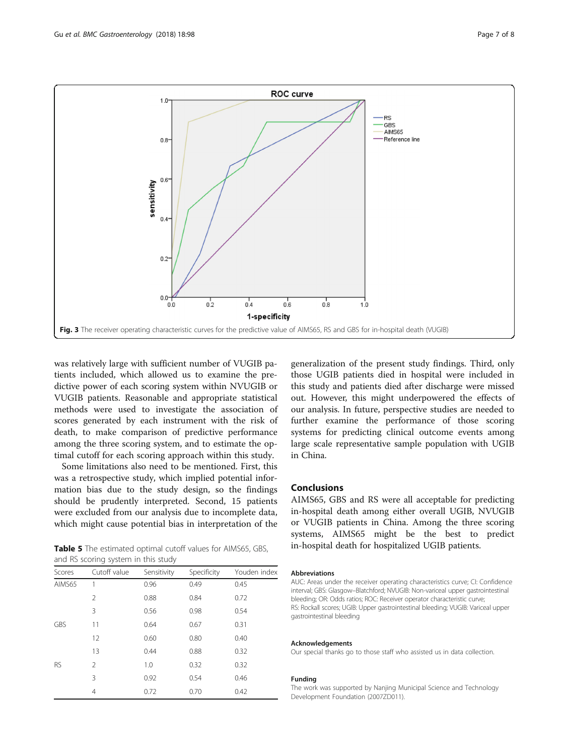Fig. 3 The receiver operating characteristic curves for the predictive value of AIMS65, RS and GBS for in-hospital death (VUGIB)

was relatively large with sufficient number of VUGIB patients included, which allowed us to examine the predictive power of each scoring system within NVUGIB or VUGIB patients. Reasonable and appropriate statistical methods were used to investigate the association of scores generated by each instrument with the risk of death, to make comparison of predictive performance among the three scoring system, and to estimate the optimal cutoff for each scoring approach within this study.

Some limitations also need to be mentioned. First, this was a retrospective study, which implied potential information bias due to the study design, so the findings should be prudently interpreted. Second, 15 patients were excluded from our analysis due to incomplete data, which might cause potential bias in interpretation of the generalization of the present study findings. Third, only those UGIB patients died in hospital were included in this study and patients died after discharge were missed out. However, this might underpowered the effects of our analysis. In future, perspective studies are needed to further examine the performance of those scoring systems for predicting clinical outcome events among large scale representative sample population with UGIB in China.

**Table 5** The estimated optimal cutoff values for AIMS65, GBS, and RS scoring system in this study

| Scores | Cutoff value | Sensitivity | Specificity | Youden index |
|---|---|---|---|---|
| AIMS65 | 1 | 0.96 | 0.49 | 0.45 |
| | 2 | 0.88 | 0.84 | 0.72 |
| | 3 | 0.56 | 0.98 | 0.54 |
| GBS | 11 | 0.64 | 0.67 | 0.31 |
| | 12 | 0.60 | 0.80 | 0.40 |
| | 13 | 0.44 | 0.88 | 0.32 |
| RS | 2 | 1.0 | 0.32 | 0.32 |
| | 3 | 0.92 | 0.54 | 0.46 |
| | 4 | 0.72 | 0.70 | 0.42 |

## Conclusions

AIMS65, GBS and RS were all acceptable for predicting in-hospital death among either overall UGIB, NVUGIB or VUGIB patients in China. Among the three scoring systems, AIMS65 might be the best to predict in-hospital death for hospitalized UGIB patients.

### Abbreviations

AUC: Areas under the receiver operating characteristics curve; CI: Confidence interval; GBS: Glasgow–Blatchford; NVUGIB: Non-variceal upper gastrointestinal bleeding; OR: Odds ratios; ROC: Receiver operator characteristic curve; RS: Rockall scores; UGIB: Upper gastrointestinal bleeding; VUGIB: Variceal upper gastrointestinal bleeding

### Acknowledgements

Our special thanks go to those staff who assisted us in data collection.

### Funding

The work was supported by Nanjing Municipal Science and Technology Development Foundation (2007ZD011).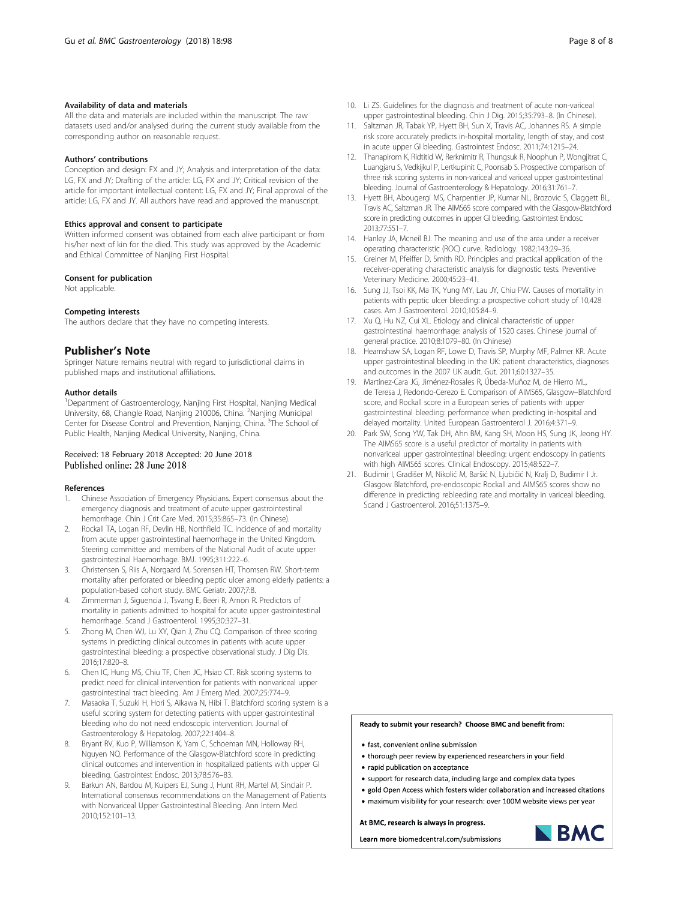### Availability of data and materials

All the data and materials are included within the manuscript. The raw datasets used and/or analysed during the current study available from the corresponding author on reasonable request.

### Authors' contributions

Conception and design: FX and JY; Analysis and interpretation of the data: LG, FX and JY; Drafting of the article: LG, FX and JY; Critical revision of the article for important intellectual content: LG, FX and JY; Final approval of the article: LG, FX and JY. All authors have read and approved the manuscript.

### Ethics approval and consent to participate

Written informed consent was obtained from each alive participant or from his/her next of kin for the died. This study was approved by the Academic and Ethical Committee of Nanjing First Hospital.

### Consent for publication

Not applicable.

### Competing interests

The authors declare that they have no competing interests.

## Publisher's Note

Springer Nature remains neutral with regard to jurisdictional claims in published maps and institutional affiliations.

### Author details

[1]Department of Gastroenterology, Nanjing First Hospital, Nanjing Medical University, 68, Changle Road, Nanjing 210006, China. [2]Nanjing Municipal Center for Disease Control and Prevention, Nanjing, China. [3]The School of Public Health, Nanjing Medical University, Nanjing, China.

Received: 18 February 2018 Accepted: 20 June 2018
Published online: 28 June 2018

### References

1. Chinese Association of Emergency Physicians. Expert consensus about the emergency diagnosis and treatment of acute upper gastrointestinal hemorrhage. Chin J Crit Care Med. 2015;35:865–73. (In Chinese).
2. Rockall TA, Logan RF, Devlin HB, Northfield TC. Incidence of and mortality from acute upper gastrointestinal haemorrhage in the United Kingdom. Steering committee and members of the National Audit of acute upper gastrointestinal Haemorrhage. BMJ. 1995;311:222–6.
3. Christensen S, Riis A, Norgaard M, Sorensen HT, Thomsen RW. Short-term mortality after perforated or bleeding peptic ulcer among elderly patients: a population-based cohort study. BMC Geriatr. 2007;7:8.
4. Zimmerman J, Siguencia J, Tsvang E, Beeri R, Arnon R. Predictors of mortality in patients admitted to hospital for acute upper gastrointestinal hemorrhage. Scand J Gastroenterol. 1995;30:327–31.
5. Zhong M, Chen WJ, Lu XY, Qian J, Zhu CQ. Comparison of three scoring systems in predicting clinical outcomes in patients with acute upper gastrointestinal bleeding: a prospective observational study. J Dig Dis. 2016;17:820–8.
6. Chen IC, Hung MS, Chiu TF, Chen JC, Hsiao CT. Risk scoring systems to predict need for clinical intervention for patients with nonvariceal upper gastrointestinal tract bleeding. Am J Emerg Med. 2007;25:774–9.
7. Masaoka T, Suzuki H, Hori S, Aikawa N, Hibi T. Blatchford scoring system is a useful scoring system for detecting patients with upper gastrointestinal bleeding who do not need endoscopic intervention. Journal of Gastroenterology & Hepatolog. 2007;22:1404–8.
8. Bryant RV, Kuo P, Williamson K, Yam C, Schoeman MN, Holloway RH, Nguyen NQ. Performance of the Glasgow-Blatchford score in predicting clinical outcomes and intervention in hospitalized patients with upper GI bleeding. Gastrointest Endosc. 2013;78:576–83.
9. Barkun AN, Bardou M, Kuipers EJ, Sung J, Hunt RH, Martel M, Sinclair P. International consensus recommendations on the Management of Patients with Nonvariceal Upper Gastrointestinal Bleeding. Ann Intern Med. 2010;152:101–13.
10. Li ZS. Guidelines for the diagnosis and treatment of acute non-variceal upper gastrointestinal bleeding. Chin J Dig. 2015;35:793–8. (In Chinese).
11. Saltzman JR, Tabak YP, Hyett BH, Sun X, Travis AC, Johannes RS. A simple risk score accurately predicts in-hospital mortality, length of stay, and cost in acute upper GI bleeding. Gastrointest Endosc. 2011;74:1215–24.
12. Thanapirom K, Ridtitid W, Rerknimitr R, Thungsuk R, Noophun P, Wongjitrat C, Luangjaru S, Vedkijkul P, Lertkupinit C, Poonsab S. Prospective comparison of three risk scoring systems in non-variceal and variceal upper gastrointestinal bleeding. Journal of Gastroenterology & Hepatology. 2016;31:761–7.
13. Hyett BH, Abougergi MS, Charpentier JP, Kumar NL, Brozovic S, Claggett BL, Travis AC, Saltzman JR. The AIMS65 score compared with the Glasgow-Blatchford score in predicting outcomes in upper GI bleeding. Gastrointest Endosc. 2013;77:551–7.
14. Hanley JA, Mcneil BJ. The meaning and use of the area under a receiver operating characteristic (ROC) curve. Radiology. 1982;143:29–36.
15. Greiner M, Pfeiffer D, Smith RD. Principles and practical application of the receiver-operating characteristic analysis for diagnostic tests. Preventive Veterinary Medicine. 2000;45:23–41.
16. Sung JJ, Tsoi KK, Ma TK, Yung MY, Lau JY, Chiu PW. Causes of mortality in patients with peptic ulcer bleeding: a prospective cohort study of 10,428 cases. Am J Gastroenterol. 2010;105:84–9.
17. Xu Q, Hu NZ, Cui XL. Etiology and clinical characteristic of upper gastrointestinal haemorrhage: analysis of 1520 cases. Chinese journal of general practice. 2010;8:1079–80. (In Chinese)
18. Hearnshaw SA, Logan RF, Lowe D, Travis SP, Murphy MF, Palmer KR. Acute upper gastrointestinal bleeding in the UK: patient characteristics, diagnoses and outcomes in the 2007 UK audit. Gut. 2011;60:1327–35.
19. Martínez-Cara JG, Jiménez-Rosales R, Úbeda-Muñoz M, de Hierro ML, de Teresa J, Redondo-Cerezo E. Comparison of AIMS65, Glasgow–Blatchford score, and Rockall score in a European series of patients with upper gastrointestinal bleeding: performance when predicting in-hospital and delayed mortality. United European Gastroenterol J. 2016;4:371–9.
20. Park SW, Song YW, Tak DH, Ahn BM, Kang SH, Moon HS, Sung JK, Jeong HY. The AIMS65 score is a useful predictor of mortality in patients with nonvariceal upper gastrointestinal bleeding: urgent endoscopy in patients with high AIMS65 scores. Clinical Endoscopy. 2015;48:522–7.
21. Budimir I, Gradišer M, Nikolić M, Baršić N, Ljubičić N, Kralj D, Budimir I Jr. Glasgow Blatchford, pre-endoscopic Rockall and AIMS65 scores show no difference in predicting rebleeding rate and mortality in variceal bleeding. Scand J Gastroenterol. 2016;51:1375–9.

**Ready to submit your research? Choose BMC and benefit from:**

- fast, convenient online submission
- thorough peer review by experienced researchers in your field
- rapid publication on acceptance
- support for research data, including large and complex data types
- gold Open Access which fosters wider collaboration and increased citations
- maximum visibility for your research: over 100M website views per year

**At BMC, research is always in progress.**

**Learn more** biomedcentral.com/submissions